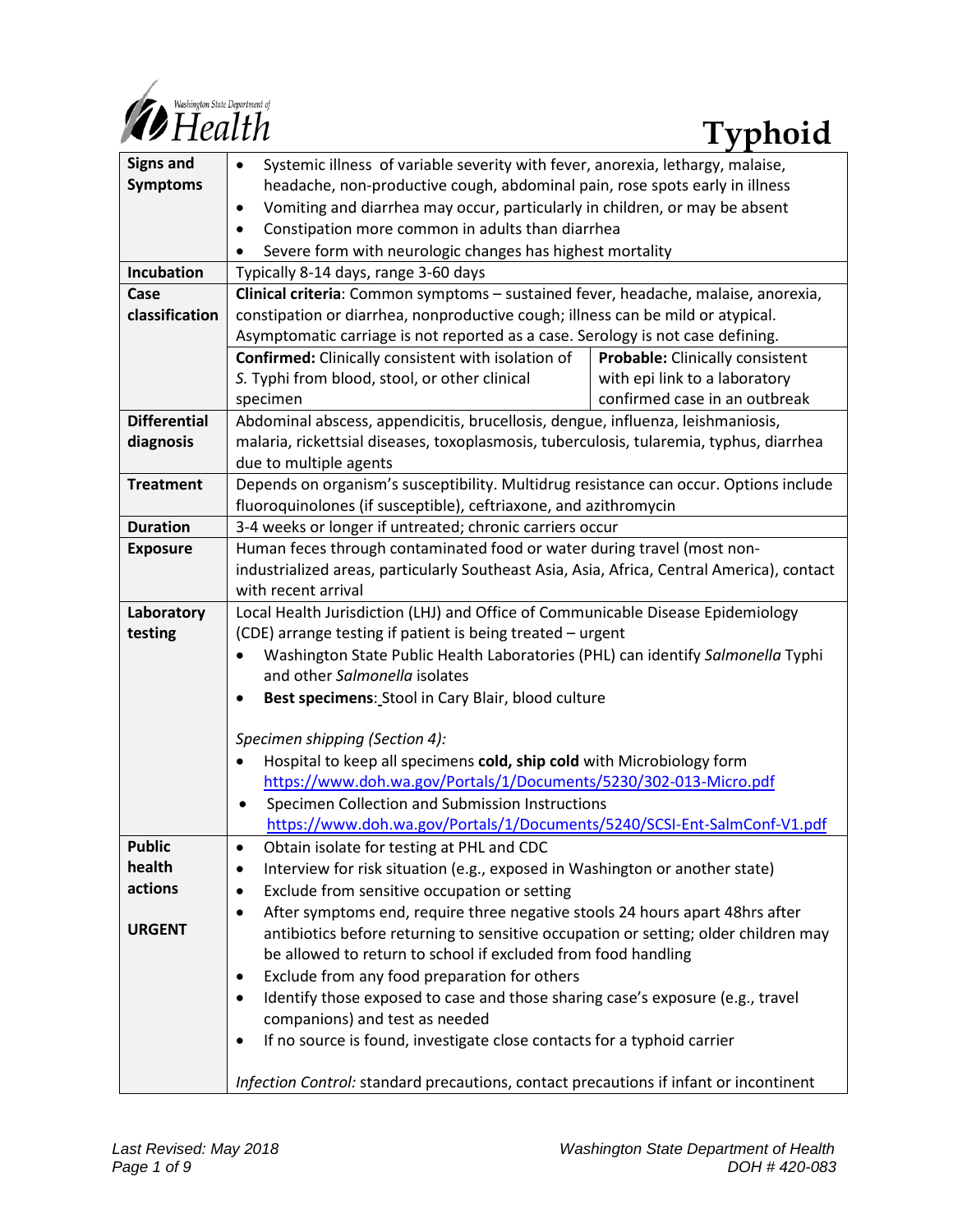# Typhoid

| | |
|---|---|
| **Signs and Symptoms** | • Systemic illness of variable severity with fever, anorexia, lethargy, malaise, headache, non-productive cough, abdominal pain, rose spots early in illness<br>• Vomiting and diarrhea may occur, particularly in children, or may be absent<br>• Constipation more common in adults than diarrhea<br>• Severe form with neurologic changes has highest mortality |
| **Incubation** | Typically 8-14 days, range 3-60 days |
| **Case classification** | **Clinical criteria**: Common symptoms – sustained fever, headache, malaise, anorexia, constipation or diarrhea, nonproductive cough; illness can be mild or atypical. Asymptomatic carriage is not reported as a case. Serology is not case defining.<br>**Confirmed:** Clinically consistent with isolation of *S.* Typhi from blood, stool, or other clinical specimen<br>**Probable:** Clinically consistent with epi link to a laboratory confirmed case in an outbreak |
| **Differential diagnosis** | Abdominal abscess, appendicitis, brucellosis, dengue, influenza, leishmaniosis, malaria, rickettsial diseases, toxoplasmosis, tuberculosis, tularemia, typhus, diarrhea due to multiple agents |
| **Treatment** | Depends on organism's susceptibility. Multidrug resistance can occur. Options include fluoroquinolones (if susceptible), ceftriaxone, and azithromycin |
| **Duration** | 3-4 weeks or longer if untreated; chronic carriers occur |
| **Exposure** | Human feces through contaminated food or water during travel (most non-industrialized areas, particularly Southeast Asia, Asia, Africa, Central America), contact with recent arrival |
| **Laboratory testing** | Local Health Jurisdiction (LHJ) and Office of Communicable Disease Epidemiology (CDE) arrange testing if patient is being treated – urgent<br>• Washington State Public Health Laboratories (PHL) can identify *Salmonella* Typhi and other *Salmonella* isolates<br>• **Best specimens**: Stool in Cary Blair, blood culture<br><br>*Specimen shipping (Section 4):*<br>• Hospital to keep all specimens **cold, ship cold** with Microbiology form https://www.doh.wa.gov/Portals/1/Documents/5230/302-013-Micro.pdf<br>• Specimen Collection and Submission Instructions https://www.doh.wa.gov/Portals/1/Documents/5240/SCSI-Ent-SalmConf-V1.pdf |
| **Public health actions**<br><br>**URGENT** | • Obtain isolate for testing at PHL and CDC<br>• Interview for risk situation (e.g., exposed in Washington or another state)<br>• Exclude from sensitive occupation or setting<br>• After symptoms end, require three negative stools 24 hours apart 48hrs after antibiotics before returning to sensitive occupation or setting; older children may be allowed to return to school if excluded from food handling<br>• Exclude from any food preparation for others<br>• Identify those exposed to case and those sharing case's exposure (e.g., travel companions) and test as needed<br>• If no source is found, investigate close contacts for a typhoid carrier<br><br>*Infection Control:* standard precautions, contact precautions if infant or incontinent |

Last Revised: May 2018

Washington State Department of Health
DOH # 420-083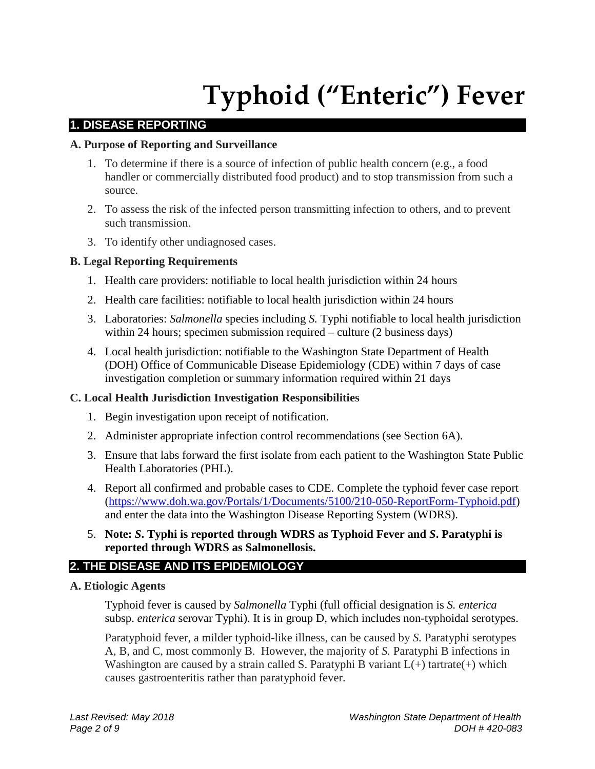# Typhoid ("Enteric") Fever

## 1. DISEASE REPORTING

### A. Purpose of Reporting and Surveillance

1. To determine if there is a source of infection of public health concern (e.g., a food handler or commercially distributed food product) and to stop transmission from such a source.
2. To assess the risk of the infected person transmitting infection to others, and to prevent such transmission.
3. To identify other undiagnosed cases.

### B. Legal Reporting Requirements

1. Health care providers: notifiable to local health jurisdiction within 24 hours
2. Health care facilities: notifiable to local health jurisdiction within 24 hours
3. Laboratories: *Salmonella* species including *S.* Typhi notifiable to local health jurisdiction within 24 hours; specimen submission required – culture (2 business days)
4. Local health jurisdiction: notifiable to the Washington State Department of Health (DOH) Office of Communicable Disease Epidemiology (CDE) within 7 days of case investigation completion or summary information required within 21 days

### C. Local Health Jurisdiction Investigation Responsibilities

1. Begin investigation upon receipt of notification.
2. Administer appropriate infection control recommendations (see Section 6A).
3. Ensure that labs forward the first isolate from each patient to the Washington State Public Health Laboratories (PHL).
4. Report all confirmed and probable cases to CDE. Complete the typhoid fever case report (https://www.doh.wa.gov/Portals/1/Documents/5100/210-050-ReportForm-Typhoid.pdf) and enter the data into the Washington Disease Reporting System (WDRS).
5. **Note: *S*. Typhi is reported through WDRS as Typhoid Fever and *S*. Paratyphi is reported through WDRS as Salmonellosis.**

## 2. THE DISEASE AND ITS EPIDEMIOLOGY

### A. Etiologic Agents

Typhoid fever is caused by *Salmonella* Typhi (full official designation is *S. enterica* subsp. *enterica* serovar Typhi). It is in group D, which includes non-typhoidal serotypes.

Paratyphoid fever, a milder typhoid-like illness, can be caused by *S.* Paratyphi serotypes A, B, and C, most commonly B. However, the majority of *S.* Paratyphi B infections in Washington are caused by a strain called S. Paratyphi B variant L(+) tartrate(+) which causes gastroenteritis rather than paratyphoid fever.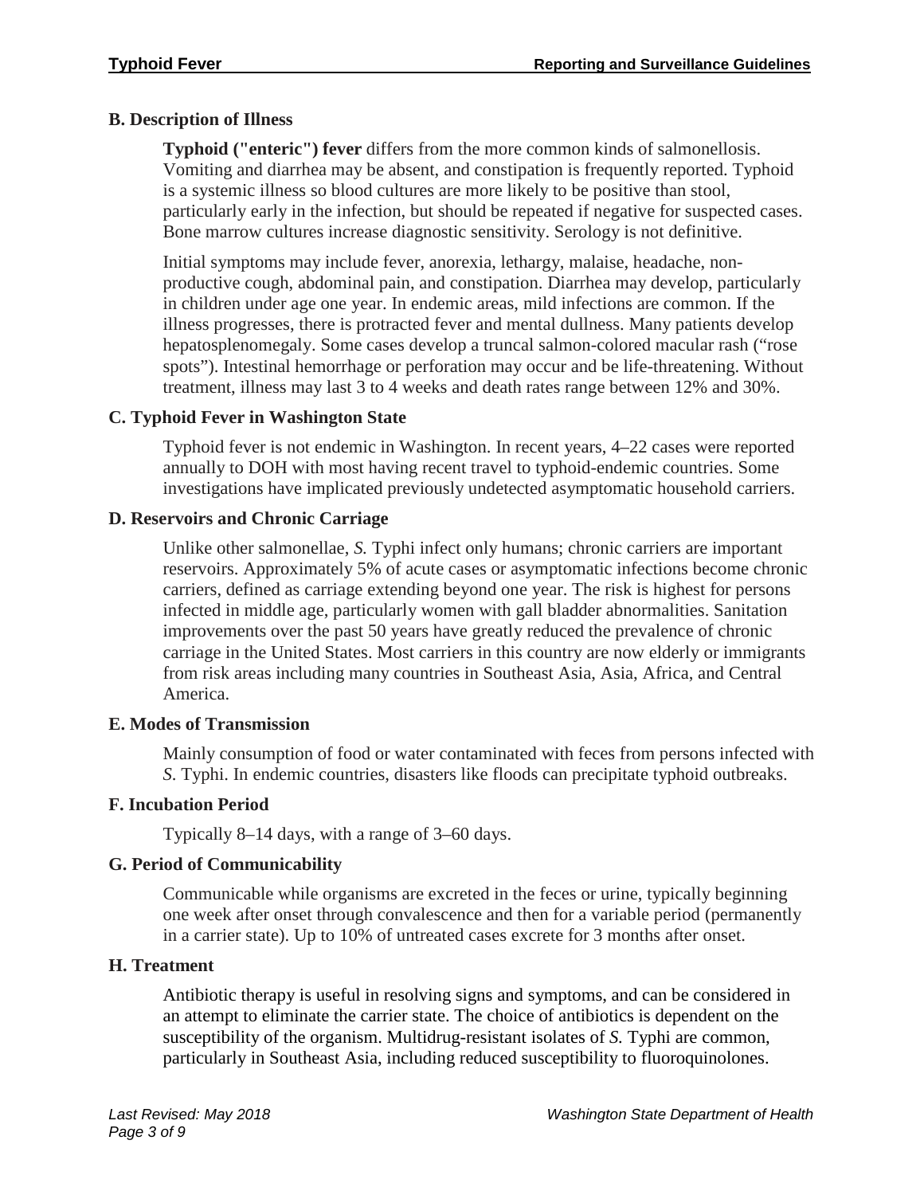## B. Description of Illness

**Typhoid ("enteric") fever** differs from the more common kinds of salmonellosis. Vomiting and diarrhea may be absent, and constipation is frequently reported. Typhoid is a systemic illness so blood cultures are more likely to be positive than stool, particularly early in the infection, but should be repeated if negative for suspected cases. Bone marrow cultures increase diagnostic sensitivity. Serology is not definitive.

Initial symptoms may include fever, anorexia, lethargy, malaise, headache, non-productive cough, abdominal pain, and constipation. Diarrhea may develop, particularly in children under age one year. In endemic areas, mild infections are common. If the illness progresses, there is protracted fever and mental dullness. Many patients develop hepatosplenomegaly. Some cases develop a truncal salmon-colored macular rash ("rose spots"). Intestinal hemorrhage or perforation may occur and be life-threatening. Without treatment, illness may last 3 to 4 weeks and death rates range between 12% and 30%.

## C. Typhoid Fever in Washington State

Typhoid fever is not endemic in Washington. In recent years, 4–22 cases were reported annually to DOH with most having recent travel to typhoid-endemic countries. Some investigations have implicated previously undetected asymptomatic household carriers.

## D. Reservoirs and Chronic Carriage

Unlike other salmonellae, *S.* Typhi infect only humans; chronic carriers are important reservoirs. Approximately 5% of acute cases or asymptomatic infections become chronic carriers, defined as carriage extending beyond one year. The risk is highest for persons infected in middle age, particularly women with gall bladder abnormalities. Sanitation improvements over the past 50 years have greatly reduced the prevalence of chronic carriage in the United States. Most carriers in this country are now elderly or immigrants from risk areas including many countries in Southeast Asia, Asia, Africa, and Central America.

## E. Modes of Transmission

Mainly consumption of food or water contaminated with feces from persons infected with *S.* Typhi. In endemic countries, disasters like floods can precipitate typhoid outbreaks.

## F. Incubation Period

Typically 8–14 days, with a range of 3–60 days.

## G. Period of Communicability

Communicable while organisms are excreted in the feces or urine, typically beginning one week after onset through convalescence and then for a variable period (permanently in a carrier state). Up to 10% of untreated cases excrete for 3 months after onset.

## H. Treatment

Antibiotic therapy is useful in resolving signs and symptoms, and can be considered in an attempt to eliminate the carrier state. The choice of antibiotics is dependent on the susceptibility of the organism. Multidrug-resistant isolates of *S.* Typhi are common, particularly in Southeast Asia, including reduced susceptibility to fluoroquinolones.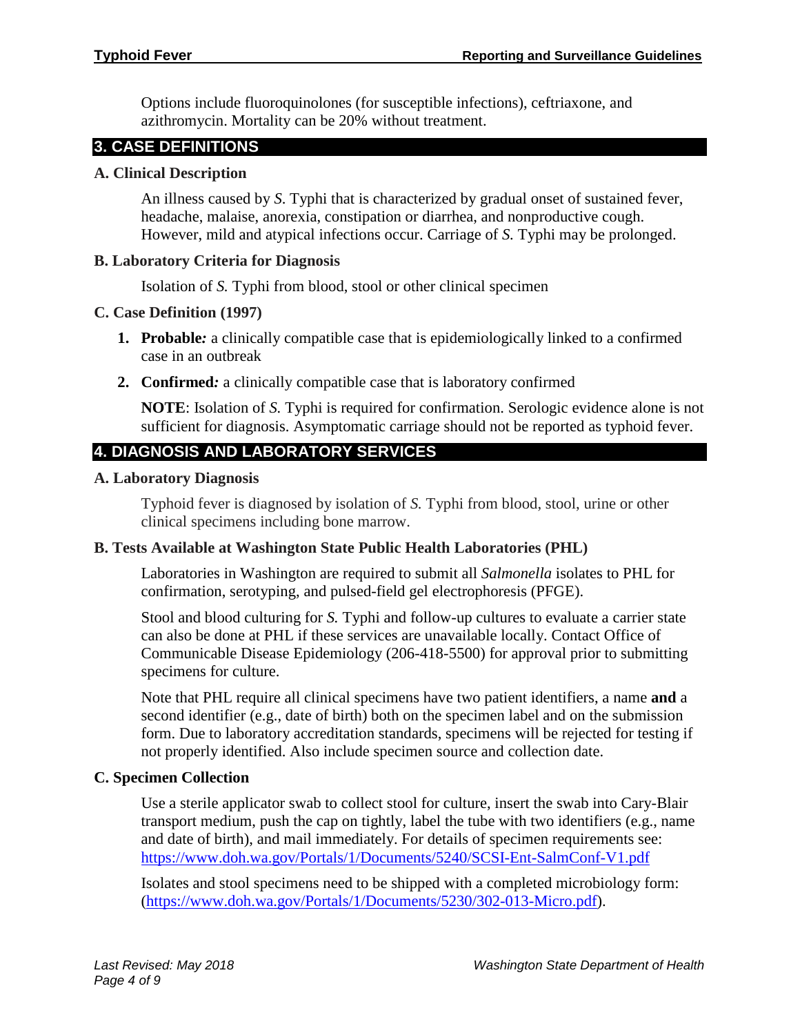Options include fluoroquinolones (for susceptible infections), ceftriaxone, and azithromycin. Mortality can be 20% without treatment.

## 3. CASE DEFINITIONS

### A. Clinical Description

An illness caused by *S.* Typhi that is characterized by gradual onset of sustained fever, headache, malaise, anorexia, constipation or diarrhea, and nonproductive cough. However, mild and atypical infections occur. Carriage of *S.* Typhi may be prolonged.

### B. Laboratory Criteria for Diagnosis

Isolation of *S.* Typhi from blood, stool or other clinical specimen

### C. Case Definition (1997)

1. **Probable***:* a clinically compatible case that is epidemiologically linked to a confirmed case in an outbreak
2. **Confirmed***:* a clinically compatible case that is laboratory confirmed

**NOTE**: Isolation of *S.* Typhi is required for confirmation. Serologic evidence alone is not sufficient for diagnosis. Asymptomatic carriage should not be reported as typhoid fever.

## 4. DIAGNOSIS AND LABORATORY SERVICES

### A. Laboratory Diagnosis

Typhoid fever is diagnosed by isolation of *S.* Typhi from blood, stool, urine or other clinical specimens including bone marrow.

### B. Tests Available at Washington State Public Health Laboratories (PHL)

Laboratories in Washington are required to submit all *Salmonella* isolates to PHL for confirmation, serotyping, and pulsed-field gel electrophoresis (PFGE).

Stool and blood culturing for *S.* Typhi and follow-up cultures to evaluate a carrier state can also be done at PHL if these services are unavailable locally. Contact Office of Communicable Disease Epidemiology (206-418-5500) for approval prior to submitting specimens for culture.

Note that PHL require all clinical specimens have two patient identifiers, a name **and** a second identifier (e.g., date of birth) both on the specimen label and on the submission form. Due to laboratory accreditation standards, specimens will be rejected for testing if not properly identified. Also include specimen source and collection date.

### C. Specimen Collection

Use a sterile applicator swab to collect stool for culture, insert the swab into Cary-Blair transport medium, push the cap on tightly, label the tube with two identifiers (e.g., name and date of birth), and mail immediately. For details of specimen requirements see: https://www.doh.wa.gov/Portals/1/Documents/5240/SCSI-Ent-SalmConf-V1.pdf

Isolates and stool specimens need to be shipped with a completed microbiology form: (https://www.doh.wa.gov/Portals/1/Documents/5230/302-013-Micro.pdf).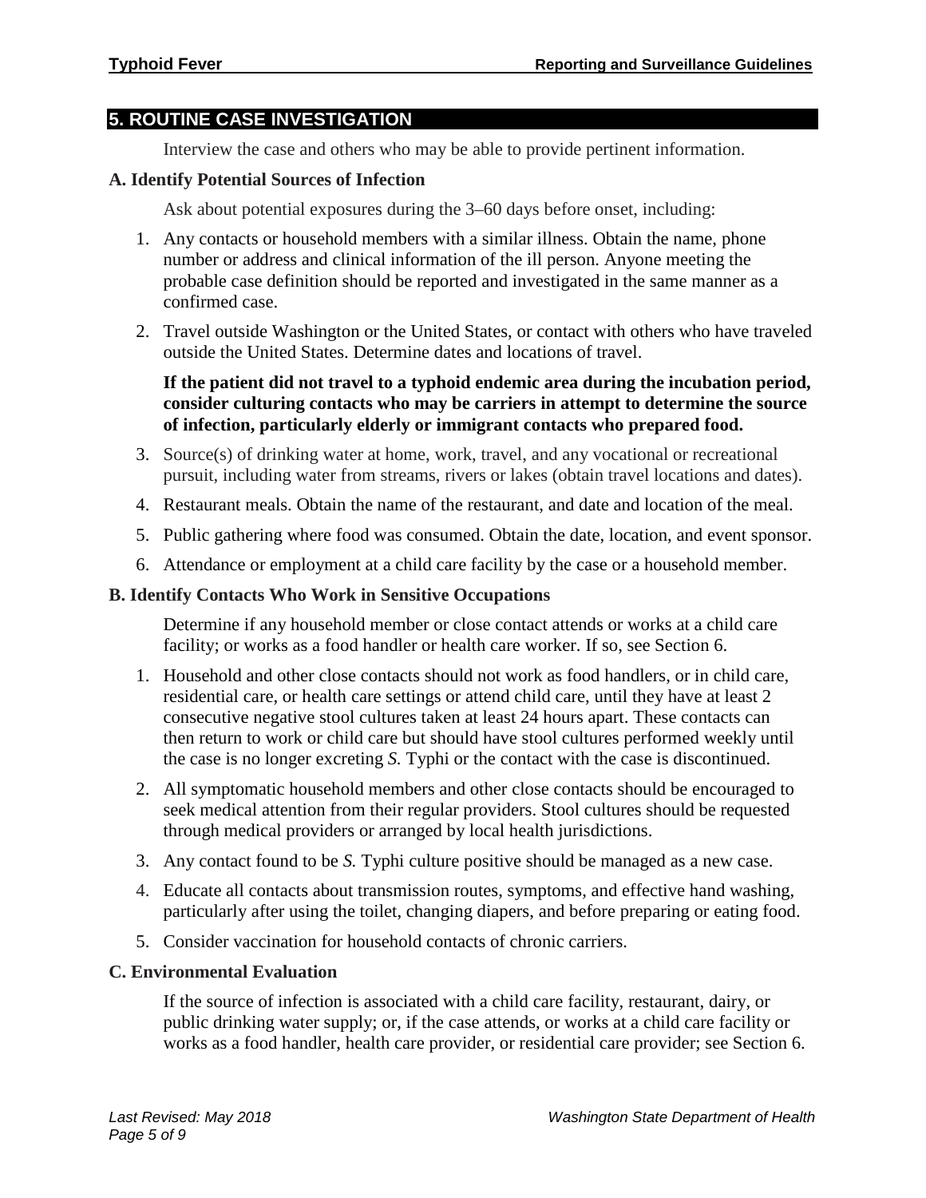## 5. ROUTINE CASE INVESTIGATION

Interview the case and others who may be able to provide pertinent information.

### A. Identify Potential Sources of Infection

Ask about potential exposures during the 3–60 days before onset, including:

1. Any contacts or household members with a similar illness. Obtain the name, phone number or address and clinical information of the ill person. Anyone meeting the probable case definition should be reported and investigated in the same manner as a confirmed case.
2. Travel outside Washington or the United States, or contact with others who have traveled outside the United States. Determine dates and locations of travel.

   **If the patient did not travel to a typhoid endemic area during the incubation period, consider culturing contacts who may be carriers in attempt to determine the source of infection, particularly elderly or immigrant contacts who prepared food.**
3. Source(s) of drinking water at home, work, travel, and any vocational or recreational pursuit, including water from streams, rivers or lakes (obtain travel locations and dates).
4. Restaurant meals. Obtain the name of the restaurant, and date and location of the meal.
5. Public gathering where food was consumed. Obtain the date, location, and event sponsor.
6. Attendance or employment at a child care facility by the case or a household member.

### B. Identify Contacts Who Work in Sensitive Occupations

Determine if any household member or close contact attends or works at a child care facility; or works as a food handler or health care worker. If so, see Section 6.

1. Household and other close contacts should not work as food handlers, or in child care, residential care, or health care settings or attend child care, until they have at least 2 consecutive negative stool cultures taken at least 24 hours apart. These contacts can then return to work or child care but should have stool cultures performed weekly until the case is no longer excreting *S.* Typhi or the contact with the case is discontinued.
2. All symptomatic household members and other close contacts should be encouraged to seek medical attention from their regular providers. Stool cultures should be requested through medical providers or arranged by local health jurisdictions.
3. Any contact found to be *S.* Typhi culture positive should be managed as a new case.
4. Educate all contacts about transmission routes, symptoms, and effective hand washing, particularly after using the toilet, changing diapers, and before preparing or eating food.
5. Consider vaccination for household contacts of chronic carriers.

### C. Environmental Evaluation

If the source of infection is associated with a child care facility, restaurant, dairy, or public drinking water supply; or, if the case attends, or works at a child care facility or works as a food handler, health care provider, or residential care provider; see Section 6.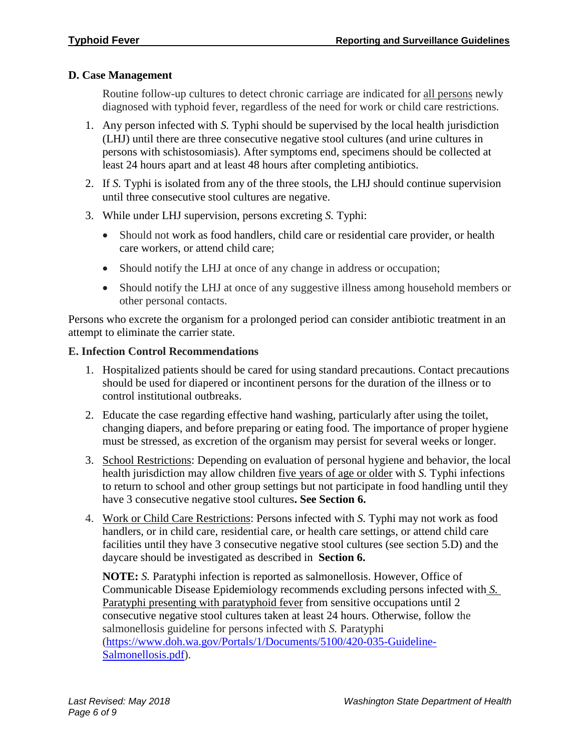### D. Case Management

Routine follow-up cultures to detect chronic carriage are indicated for all persons newly diagnosed with typhoid fever, regardless of the need for work or child care restrictions.

1. Any person infected with *S.* Typhi should be supervised by the local health jurisdiction (LHJ) until there are three consecutive negative stool cultures (and urine cultures in persons with schistosomiasis). After symptoms end, specimens should be collected at least 24 hours apart and at least 48 hours after completing antibiotics.
2. If *S.* Typhi is isolated from any of the three stools, the LHJ should continue supervision until three consecutive stool cultures are negative.
3. While under LHJ supervision, persons excreting *S.* Typhi:
   - Should not work as food handlers, child care or residential care provider, or health care workers, or attend child care;
   - Should notify the LHJ at once of any change in address or occupation;
   - Should notify the LHJ at once of any suggestive illness among household members or other personal contacts.

Persons who excrete the organism for a prolonged period can consider antibiotic treatment in an attempt to eliminate the carrier state.

### E. Infection Control Recommendations

1. Hospitalized patients should be cared for using standard precautions. Contact precautions should be used for diapered or incontinent persons for the duration of the illness or to control institutional outbreaks.
2. Educate the case regarding effective hand washing, particularly after using the toilet, changing diapers, and before preparing or eating food. The importance of proper hygiene must be stressed, as excretion of the organism may persist for several weeks or longer.
3. School Restrictions: Depending on evaluation of personal hygiene and behavior, the local health jurisdiction may allow children five years of age or older with *S.* Typhi infections to return to school and other group settings but not participate in food handling until they have 3 consecutive negative stool cultures**. See Section 6.**
4. Work or Child Care Restrictions: Persons infected with *S.* Typhi may not work as food handlers, or in child care, residential care, or health care settings, or attend child care facilities until they have 3 consecutive negative stool cultures (see section 5.D) and the daycare should be investigated as described in **Section 6.**

   **NOTE:** *S.* Paratyphi infection is reported as salmonellosis. However, Office of Communicable Disease Epidemiology recommends excluding persons infected with *S.* Paratyphi presenting with paratyphoid fever from sensitive occupations until 2 consecutive negative stool cultures taken at least 24 hours. Otherwise, follow the salmonellosis guideline for persons infected with *S.* Paratyphi (https://www.doh.wa.gov/Portals/1/Documents/5100/420-035-Guideline-Salmonellosis.pdf).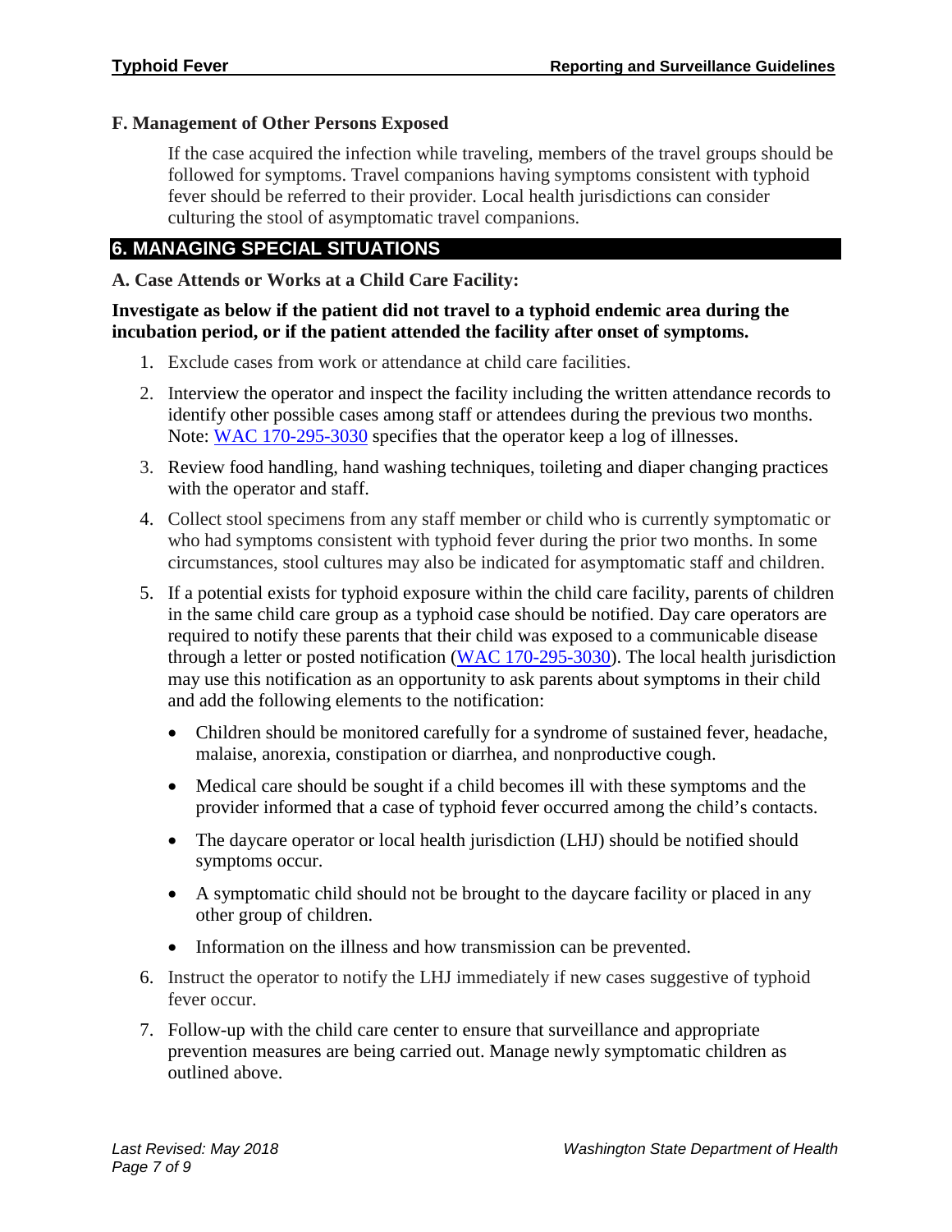### F. Management of Other Persons Exposed

If the case acquired the infection while traveling, members of the travel groups should be followed for symptoms. Travel companions having symptoms consistent with typhoid fever should be referred to their provider. Local health jurisdictions can consider culturing the stool of asymptomatic travel companions.

## 6. MANAGING SPECIAL SITUATIONS

### A. Case Attends or Works at a Child Care Facility:

**Investigate as below if the patient did not travel to a typhoid endemic area during the incubation period, or if the patient attended the facility after onset of symptoms.**

1. Exclude cases from work or attendance at child care facilities.
2. Interview the operator and inspect the facility including the written attendance records to identify other possible cases among staff or attendees during the previous two months. Note: WAC 170-295-3030 specifies that the operator keep a log of illnesses.
3. Review food handling, hand washing techniques, toileting and diaper changing practices with the operator and staff.
4. Collect stool specimens from any staff member or child who is currently symptomatic or who had symptoms consistent with typhoid fever during the prior two months. In some circumstances, stool cultures may also be indicated for asymptomatic staff and children.
5. If a potential exists for typhoid exposure within the child care facility, parents of children in the same child care group as a typhoid case should be notified. Day care operators are required to notify these parents that their child was exposed to a communicable disease through a letter or posted notification (WAC 170-295-3030). The local health jurisdiction may use this notification as an opportunity to ask parents about symptoms in their child and add the following elements to the notification:
   - Children should be monitored carefully for a syndrome of sustained fever, headache, malaise, anorexia, constipation or diarrhea, and nonproductive cough.
   - Medical care should be sought if a child becomes ill with these symptoms and the provider informed that a case of typhoid fever occurred among the child's contacts.
   - The daycare operator or local health jurisdiction (LHJ) should be notified should symptoms occur.
   - A symptomatic child should not be brought to the daycare facility or placed in any other group of children.
   - Information on the illness and how transmission can be prevented.
6. Instruct the operator to notify the LHJ immediately if new cases suggestive of typhoid fever occur.
7. Follow-up with the child care center to ensure that surveillance and appropriate prevention measures are being carried out. Manage newly symptomatic children as outlined above.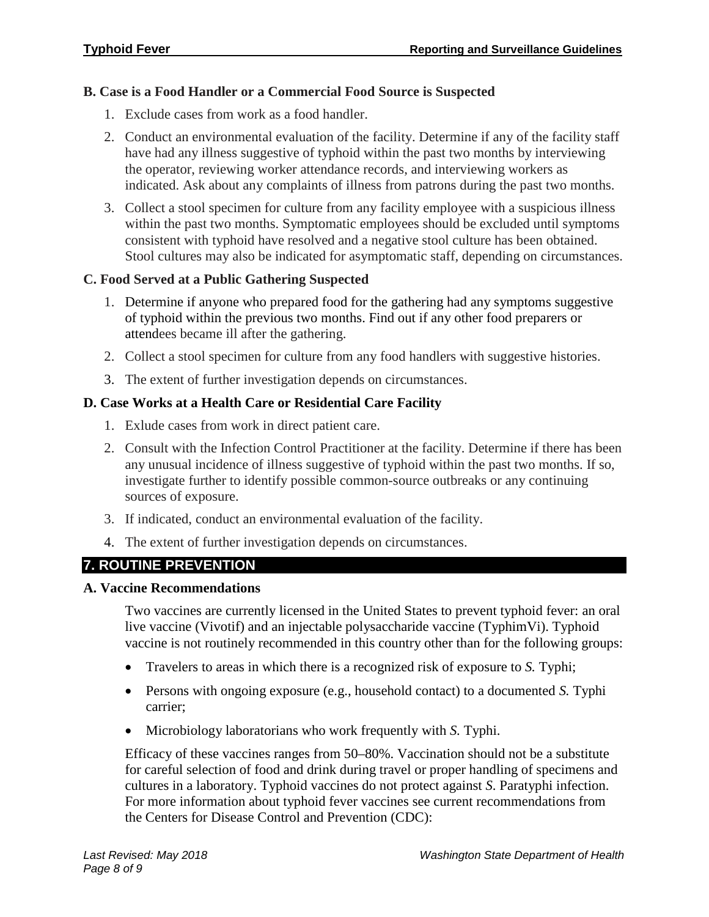### B. Case is a Food Handler or a Commercial Food Source is Suspected

1. Exclude cases from work as a food handler.
2. Conduct an environmental evaluation of the facility. Determine if any of the facility staff have had any illness suggestive of typhoid within the past two months by interviewing the operator, reviewing worker attendance records, and interviewing workers as indicated. Ask about any complaints of illness from patrons during the past two months.
3. Collect a stool specimen for culture from any facility employee with a suspicious illness within the past two months. Symptomatic employees should be excluded until symptoms consistent with typhoid have resolved and a negative stool culture has been obtained. Stool cultures may also be indicated for asymptomatic staff, depending on circumstances.

### C. Food Served at a Public Gathering Suspected

1. Determine if anyone who prepared food for the gathering had any symptoms suggestive of typhoid within the previous two months. Find out if any other food preparers or attendees became ill after the gathering.
2. Collect a stool specimen for culture from any food handlers with suggestive histories.
3. The extent of further investigation depends on circumstances.

### D. Case Works at a Health Care or Residential Care Facility

1. Exlude cases from work in direct patient care.
2. Consult with the Infection Control Practitioner at the facility. Determine if there has been any unusual incidence of illness suggestive of typhoid within the past two months. If so, investigate further to identify possible common-source outbreaks or any continuing sources of exposure.
3. If indicated, conduct an environmental evaluation of the facility.
4. The extent of further investigation depends on circumstances.

## 7. ROUTINE PREVENTION

### A. Vaccine Recommendations

Two vaccines are currently licensed in the United States to prevent typhoid fever: an oral live vaccine (Vivotif) and an injectable polysaccharide vaccine (TyphimVi). Typhoid vaccine is not routinely recommended in this country other than for the following groups:

- Travelers to areas in which there is a recognized risk of exposure to *S.* Typhi;
- Persons with ongoing exposure (e.g., household contact) to a documented *S.* Typhi carrier;
- Microbiology laboratorians who work frequently with *S.* Typhi.

Efficacy of these vaccines ranges from 50–80%. Vaccination should not be a substitute for careful selection of food and drink during travel or proper handling of specimens and cultures in a laboratory. Typhoid vaccines do not protect against *S.* Paratyphi infection. For more information about typhoid fever vaccines see current recommendations from the Centers for Disease Control and Prevention (CDC):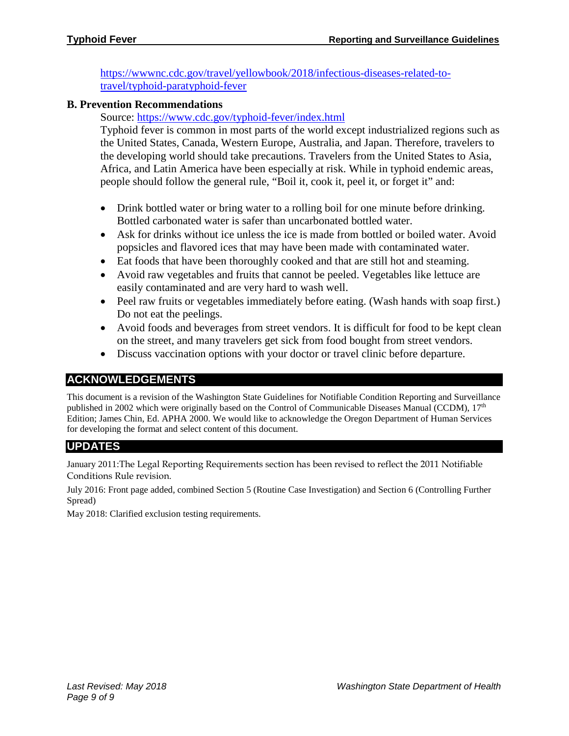https://wwwnc.cdc.gov/travel/yellowbook/2018/infectious-diseases-related-to-travel/typhoid-paratyphoid-fever

### B. Prevention Recommendations

Source: https://www.cdc.gov/typhoid-fever/index.html

Typhoid fever is common in most parts of the world except industrialized regions such as the United States, Canada, Western Europe, Australia, and Japan. Therefore, travelers to the developing world should take precautions. Travelers from the United States to Asia, Africa, and Latin America have been especially at risk. While in typhoid endemic areas, people should follow the general rule, "Boil it, cook it, peel it, or forget it" and:

- Drink bottled water or bring water to a rolling boil for one minute before drinking. Bottled carbonated water is safer than uncarbonated bottled water.
- Ask for drinks without ice unless the ice is made from bottled or boiled water. Avoid popsicles and flavored ices that may have been made with contaminated water.
- Eat foods that have been thoroughly cooked and that are still hot and steaming.
- Avoid raw vegetables and fruits that cannot be peeled. Vegetables like lettuce are easily contaminated and are very hard to wash well.
- Peel raw fruits or vegetables immediately before eating. (Wash hands with soap first.) Do not eat the peelings.
- Avoid foods and beverages from street vendors. It is difficult for food to be kept clean on the street, and many travelers get sick from food bought from street vendors.
- Discuss vaccination options with your doctor or travel clinic before departure.

## ACKNOWLEDGEMENTS

This document is a revision of the Washington State Guidelines for Notifiable Condition Reporting and Surveillance published in 2002 which were originally based on the Control of Communicable Diseases Manual (CCDM), 17th Edition; James Chin, Ed. APHA 2000. We would like to acknowledge the Oregon Department of Human Services for developing the format and select content of this document.

## UPDATES

January 2011:The Legal Reporting Requirements section has been revised to reflect the 2011 Notifiable Conditions Rule revision.

July 2016: Front page added, combined Section 5 (Routine Case Investigation) and Section 6 (Controlling Further Spread)

May 2018: Clarified exclusion testing requirements.